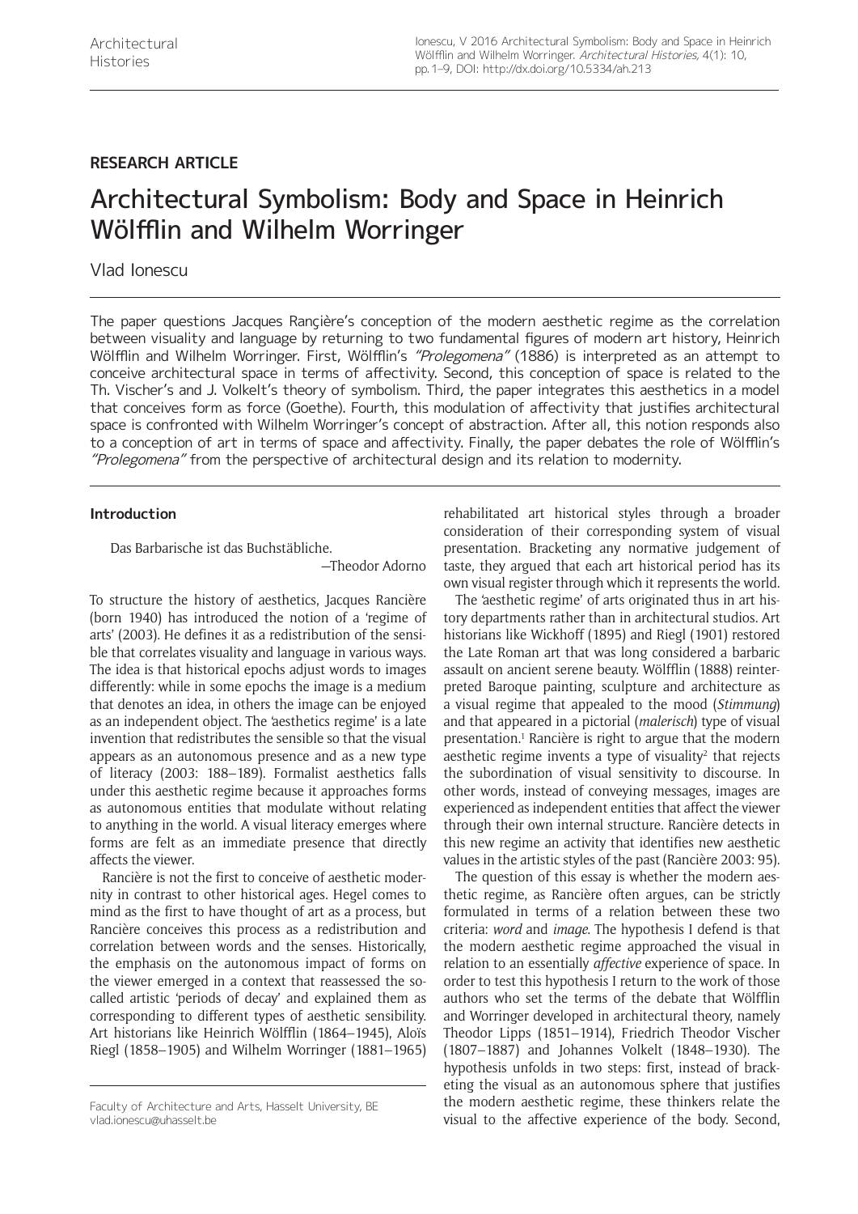RESEARCH ARTICLE

# Architectural Symbolism: Body and Space in Heinrich Wölfflin and Wilhelm Worringer

Vlad Ionescu

The paper questions Jacques Rançière's conception of the modern aesthetic regime as the correlation between visuality and language by returning to two fundamental figures of modern art history, Heinrich Wölfflin and Wilhelm Worringer. First, Wölfflin's *"Prolegomena"* (1886) is interpreted as an attempt to conceive architectural space in terms of affectivity. Second, this conception of space is related to the Th. Vischer's and J. Volkelt's theory of symbolism. Third, the paper integrates this aesthetics in a model that conceives form as force (Goethe). Fourth, this modulation of affectivity that justifies architectural space is confronted with Wilhelm Worringer's concept of abstraction. After all, this notion responds also to a conception of art in terms of space and affectivity. Finally, the paper debates the role of Wölfflin's *"Prolegomena"* from the perspective of architectural design and its relation to modernity.

## Introduction

> Das Barbarische ist das Buchstäbliche.
>
> —Theodor Adorno

To structure the history of aesthetics, Jacques Rancière (born 1940) has introduced the notion of a 'regime of arts' (2003). He defines it as a redistribution of the sensible that correlates visuality and language in various ways. The idea is that historical epochs adjust words to images differently: while in some epochs the image is a medium that denotes an idea, in others the image can be enjoyed as an independent object. The 'aesthetics regime' is a late invention that redistributes the sensible so that the visual appears as an autonomous presence and as a new type of literacy (2003: 188–189). Formalist aesthetics falls under this aesthetic regime because it approaches forms as autonomous entities that modulate without relating to anything in the world. A visual literacy emerges where forms are felt as an immediate presence that directly affects the viewer.

Rancière is not the first to conceive of aesthetic modernity in contrast to other historical ages. Hegel comes to mind as the first to have thought of art as a process, but Rancière conceives this process as a redistribution and correlation between words and the senses. Historically, the emphasis on the autonomous impact of forms on the viewer emerged in a context that reassessed the so-called artistic 'periods of decay' and explained them as corresponding to different types of aesthetic sensibility. Art historians like Heinrich Wölfflin (1864–1945), Aloïs Riegl (1858–1905) and Wilhelm Worringer (1881–1965) rehabilitated art historical styles through a broader consideration of their corresponding system of visual presentation. Bracketing any normative judgement of taste, they argued that each art historical period has its own visual register through which it represents the world.

The 'aesthetic regime' of arts originated thus in art history departments rather than in architectural studios. Art historians like Wickhoff (1895) and Riegl (1901) restored the Late Roman art that was long considered a barbaric assault on ancient serene beauty. Wölfflin (1888) reinterpreted Baroque painting, sculpture and architecture as a visual regime that appealed to the mood (*Stimmung*) and that appeared in a pictorial (*malerisch*) type of visual presentation.[1] Rancière is right to argue that the modern aesthetic regime invents a type of visuality[2] that rejects the subordination of visual sensitivity to discourse. In other words, instead of conveying messages, images are experienced as independent entities that affect the viewer through their own internal structure. Rancière detects in this new regime an activity that identifies new aesthetic values in the artistic styles of the past (Rancière 2003: 95).

The question of this essay is whether the modern aesthetic regime, as Rancière often argues, can be strictly formulated in terms of a relation between these two criteria: *word* and *image*. The hypothesis I defend is that the modern aesthetic regime approached the visual in relation to an essentially *affective* experience of space. In order to test this hypothesis I return to the work of those authors who set the terms of the debate that Wölfflin and Worringer developed in architectural theory, namely Theodor Lipps (1851–1914), Friedrich Theodor Vischer (1807–1887) and Johannes Volkelt (1848–1930). The hypothesis unfolds in two steps: first, instead of bracketing the visual as an autonomous sphere that justifies the modern aesthetic regime, these thinkers relate the visual to the affective experience of the body. Second,

Faculty of Architecture and Arts, Hasselt University, BE
vlad.ionescu@uhasselt.be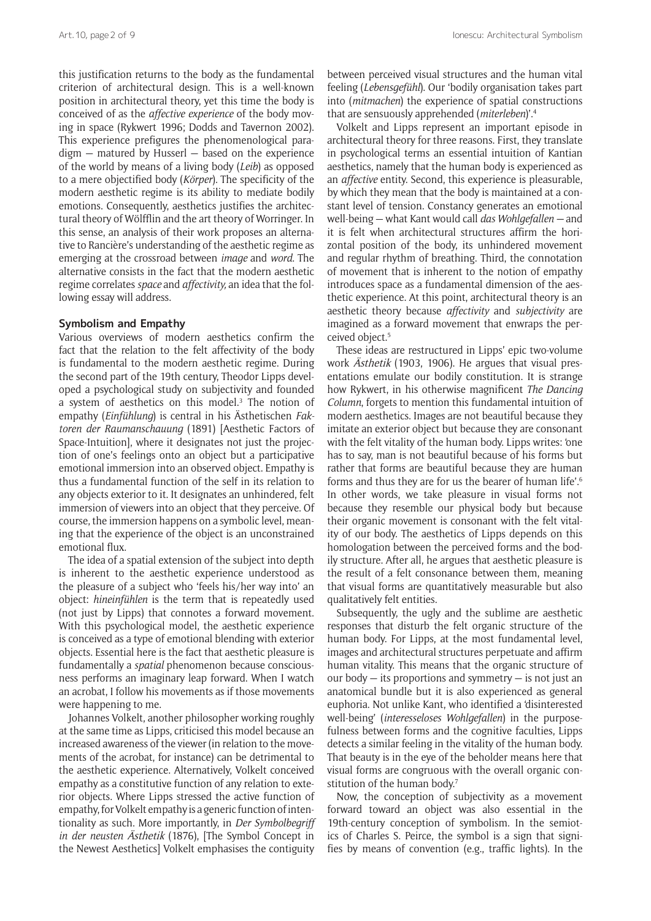this justification returns to the body as the fundamental criterion of architectural design. This is a well-known position in architectural theory, yet this time the body is conceived of as the *affective experience* of the body moving in space (Rykwert 1996; Dodds and Tavernon 2002). This experience prefigures the phenomenological paradigm — matured by Husserl — based on the experience of the world by means of a living body (*Leib*) as opposed to a mere objectified body (*Körper*). The specificity of the modern aesthetic regime is its ability to mediate bodily emotions. Consequently, aesthetics justifies the architectural theory of Wölfflin and the art theory of Worringer. In this sense, an analysis of their work proposes an alternative to Rancière's understanding of the aesthetic regime as emerging at the crossroad between *image* and *word*. The alternative consists in the fact that the modern aesthetic regime correlates *space* and *affectivity,* an idea that the following essay will address.

## Symbolism and Empathy

Various overviews of modern aesthetics confirm the fact that the relation to the felt affectivity of the body is fundamental to the modern aesthetic regime. During the second part of the 19th century, Theodor Lipps developed a psychological study on subjectivity and founded a system of aesthetics on this model.[3] The notion of empathy (*Einfühlung*) is central in his Ästhetischen *Faktoren der Raumanschauung* (1891) [Aesthetic Factors of Space-Intuition], where it designates not just the projection of one's feelings onto an object but a participative emotional immersion into an observed object. Empathy is thus a fundamental function of the self in its relation to any objects exterior to it. It designates an unhindered, felt immersion of viewers into an object that they perceive. Of course, the immersion happens on a symbolic level, meaning that the experience of the object is an unconstrained emotional flux.

The idea of a spatial extension of the subject into depth is inherent to the aesthetic experience understood as the pleasure of a subject who 'feels his/her way into' an object: *hineinfühlen* is the term that is repeatedly used (not just by Lipps) that connotes a forward movement. With this psychological model, the aesthetic experience is conceived as a type of emotional blending with exterior objects. Essential here is the fact that aesthetic pleasure is fundamentally a *spatial* phenomenon because consciousness performs an imaginary leap forward. When I watch an acrobat, I follow his movements as if those movements were happening to me.

Johannes Volkelt, another philosopher working roughly at the same time as Lipps, criticised this model because an increased awareness of the viewer (in relation to the movements of the acrobat, for instance) can be detrimental to the aesthetic experience. Alternatively, Volkelt conceived empathy as a constitutive function of any relation to exterior objects. Where Lipps stressed the active function of empathy, for Volkelt empathy is a generic function of intentionality as such. More importantly, in *Der Symbolbegriff in der neusten Ästhetik* (1876), [The Symbol Concept in the Newest Aesthetics] Volkelt emphasises the contiguity between perceived visual structures and the human vital feeling (*Lebensgefühl*). Our 'bodily organisation takes part into (*mitmachen*) the experience of spatial constructions that are sensuously apprehended (*miterleben*)'.[4]

Volkelt and Lipps represent an important episode in architectural theory for three reasons. First, they translate in psychological terms an essential intuition of Kantian aesthetics, namely that the human body is experienced as an *affective* entity. Second, this experience is pleasurable, by which they mean that the body is maintained at a constant level of tension. Constancy generates an emotional well-being — what Kant would call *das Wohlgefallen* — and it is felt when architectural structures affirm the horizontal position of the body, its unhindered movement and regular rhythm of breathing. Third, the connotation of movement that is inherent to the notion of empathy introduces space as a fundamental dimension of the aesthetic experience. At this point, architectural theory is an aesthetic theory because *affectivity* and *subjectivity* are imagined as a forward movement that enwraps the perceived object.[5]

These ideas are restructured in Lipps' epic two-volume work *Ästhetik* (1903, 1906). He argues that visual presentations emulate our bodily constitution. It is strange how Rykwert, in his otherwise magnificent *The Dancing Column*, forgets to mention this fundamental intuition of modern aesthetics. Images are not beautiful because they imitate an exterior object but because they are consonant with the felt vitality of the human body. Lipps writes: 'one has to say, man is not beautiful because of his forms but rather that forms are beautiful because they are human forms and thus they are for us the bearer of human life'.[6] In other words, we take pleasure in visual forms not because they resemble our physical body but because their organic movement is consonant with the felt vitality of our body. The aesthetics of Lipps depends on this homologation between the perceived forms and the bodily structure. After all, he argues that aesthetic pleasure is the result of a felt consonance between them, meaning that visual forms are quantitatively measurable but also qualitatively felt entities.

Subsequently, the ugly and the sublime are aesthetic responses that disturb the felt organic structure of the human body. For Lipps, at the most fundamental level, images and architectural structures perpetuate and affirm human vitality. This means that the organic structure of our body — its proportions and symmetry — is not just an anatomical bundle but it is also experienced as general euphoria. Not unlike Kant, who identified a 'disinterested well-being' (*interesseloses Wohlgefallen*) in the purposefulness between forms and the cognitive faculties, Lipps detects a similar feeling in the vitality of the human body. That beauty is in the eye of the beholder means here that visual forms are congruous with the overall organic constitution of the human body.[7]

Now, the conception of subjectivity as a movement forward toward an object was also essential in the 19th-century conception of symbolism. In the semiotics of Charles S. Peirce, the symbol is a sign that signifies by means of convention (e.g., traffic lights). In the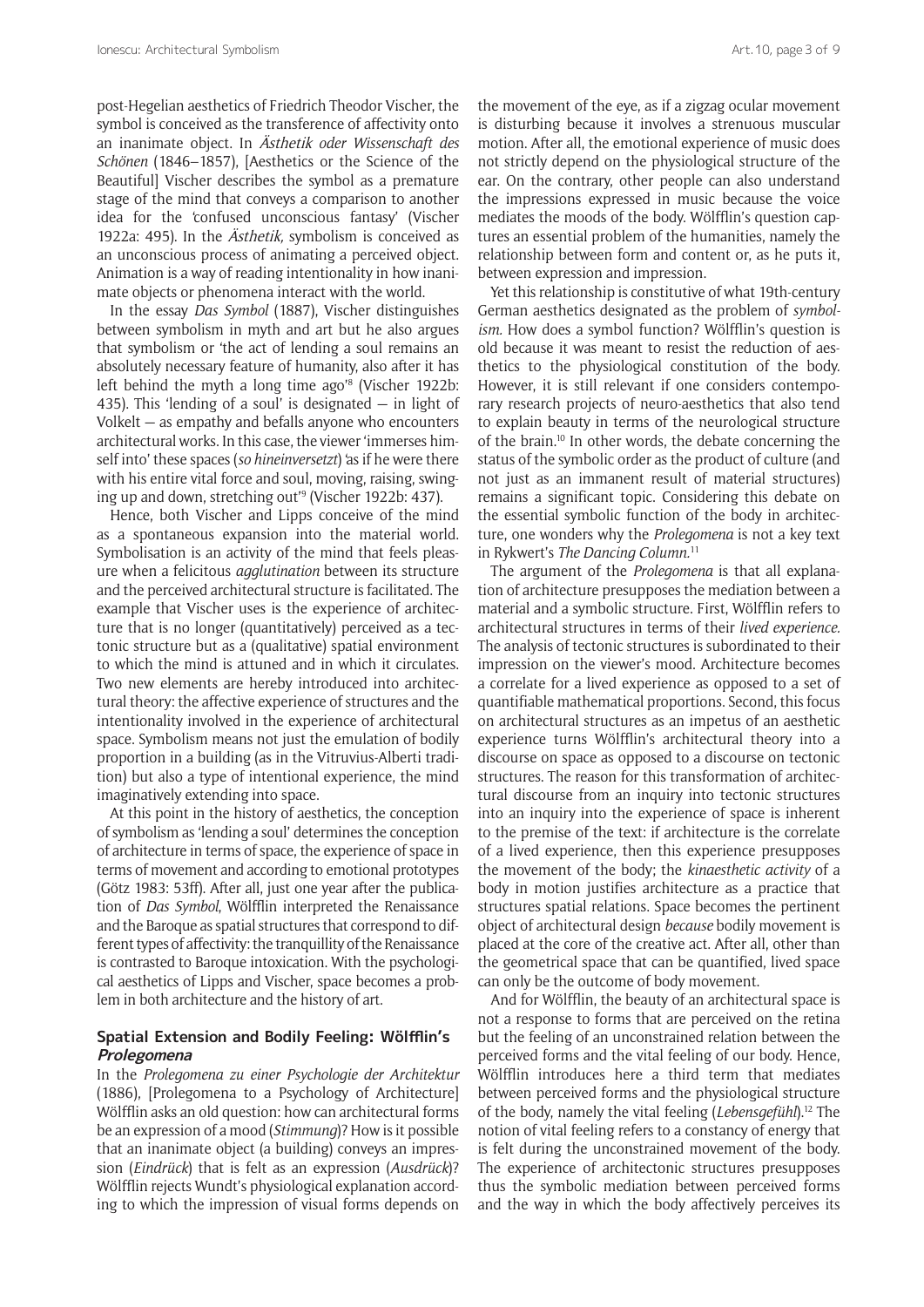post-Hegelian aesthetics of Friedrich Theodor Vischer, the symbol is conceived as the transference of affectivity onto an inanimate object. In *Ästhetik oder Wissenschaft des Schönen* (1846–1857), [Aesthetics or the Science of the Beautiful] Vischer describes the symbol as a premature stage of the mind that conveys a comparison to another idea for the 'confused unconscious fantasy' (Vischer 1922a: 495). In the *Ästhetik,* symbolism is conceived as an unconscious process of animating a perceived object. Animation is a way of reading intentionality in how inanimate objects or phenomena interact with the world.

In the essay *Das Symbol* (1887), Vischer distinguishes between symbolism in myth and art but he also argues that symbolism or 'the act of lending a soul remains an absolutely necessary feature of humanity, also after it has left behind the myth a long time ago'[8] (Vischer 1922b: 435). This 'lending of a soul' is designated — in light of Volkelt — as empathy and befalls anyone who encounters architectural works. In this case, the viewer 'immerses himself into' these spaces (*so hineinversetzt*) 'as if he were there with his entire vital force and soul, moving, raising, swinging up and down, stretching out'[9] (Vischer 1922b: 437).

Hence, both Vischer and Lipps conceive of the mind as a spontaneous expansion into the material world. Symbolisation is an activity of the mind that feels pleasure when a felicitous *agglutination* between its structure and the perceived architectural structure is facilitated. The example that Vischer uses is the experience of architecture that is no longer (quantitatively) perceived as a tectonic structure but as a (qualitative) spatial environment to which the mind is attuned and in which it circulates. Two new elements are hereby introduced into architectural theory: the affective experience of structures and the intentionality involved in the experience of architectural space. Symbolism means not just the emulation of bodily proportion in a building (as in the Vitruvius-Alberti tradition) but also a type of intentional experience, the mind imaginatively extending into space.

At this point in the history of aesthetics, the conception of symbolism as 'lending a soul' determines the conception of architecture in terms of space, the experience of space in terms of movement and according to emotional prototypes (Götz 1983: 53ff). After all, just one year after the publication of *Das Symbol*, Wölfflin interpreted the Renaissance and the Baroque as spatial structures that correspond to different types of affectivity: the tranquillity of the Renaissance is contrasted to Baroque intoxication. With the psychological aesthetics of Lipps and Vischer, space becomes a problem in both architecture and the history of art.

## Spatial Extension and Bodily Feeling: Wölfflin's *Prolegomena*

In the *Prolegomena zu einer Psychologie der Architektur* (1886), [Prolegomena to a Psychology of Architecture] Wölfflin asks an old question: how can architectural forms be an expression of a mood (*Stimmung*)? How is it possible that an inanimate object (a building) conveys an impression (*Eindrück*) that is felt as an expression (*Ausdrück*)? Wölfflin rejects Wundt's physiological explanation according to which the impression of visual forms depends on the movement of the eye, as if a zigzag ocular movement is disturbing because it involves a strenuous muscular motion. After all, the emotional experience of music does not strictly depend on the physiological structure of the ear. On the contrary, other people can also understand the impressions expressed in music because the voice mediates the moods of the body. Wölfflin's question captures an essential problem of the humanities, namely the relationship between form and content or, as he puts it, between expression and impression.

Yet this relationship is constitutive of what 19th-century German aesthetics designated as the problem of *symbolism.* How does a symbol function? Wölfflin's question is old because it was meant to resist the reduction of aesthetics to the physiological constitution of the body. However, it is still relevant if one considers contemporary research projects of neuro-aesthetics that also tend to explain beauty in terms of the neurological structure of the brain.[10] In other words, the debate concerning the status of the symbolic order as the product of culture (and not just as an immanent result of material structures) remains a significant topic. Considering this debate on the essential symbolic function of the body in architecture, one wonders why the *Prolegomena* is not a key text in Rykwert's *The Dancing Column.*[11]

The argument of the *Prolegomena* is that all explanation of architecture presupposes the mediation between a material and a symbolic structure. First, Wölfflin refers to architectural structures in terms of their *lived experience.* The analysis of tectonic structures is subordinated to their impression on the viewer's mood. Architecture becomes a correlate for a lived experience as opposed to a set of quantifiable mathematical proportions. Second, this focus on architectural structures as an impetus of an aesthetic experience turns Wölfflin's architectural theory into a discourse on space as opposed to a discourse on tectonic structures. The reason for this transformation of architectural discourse from an inquiry into tectonic structures into an inquiry into the experience of space is inherent to the premise of the text: if architecture is the correlate of a lived experience, then this experience presupposes the movement of the body; the *kinaesthetic activity* of a body in motion justifies architecture as a practice that structures spatial relations. Space becomes the pertinent object of architectural design *because* bodily movement is placed at the core of the creative act. After all, other than the geometrical space that can be quantified, lived space can only be the outcome of body movement.

And for Wölfflin, the beauty of an architectural space is not a response to forms that are perceived on the retina but the feeling of an unconstrained relation between the perceived forms and the vital feeling of our body. Hence, Wölfflin introduces here a third term that mediates between perceived forms and the physiological structure of the body, namely the vital feeling (*Lebensgefühl*).[12] The notion of vital feeling refers to a constancy of energy that is felt during the unconstrained movement of the body. The experience of architectonic structures presupposes thus the symbolic mediation between perceived forms and the way in which the body affectively perceives its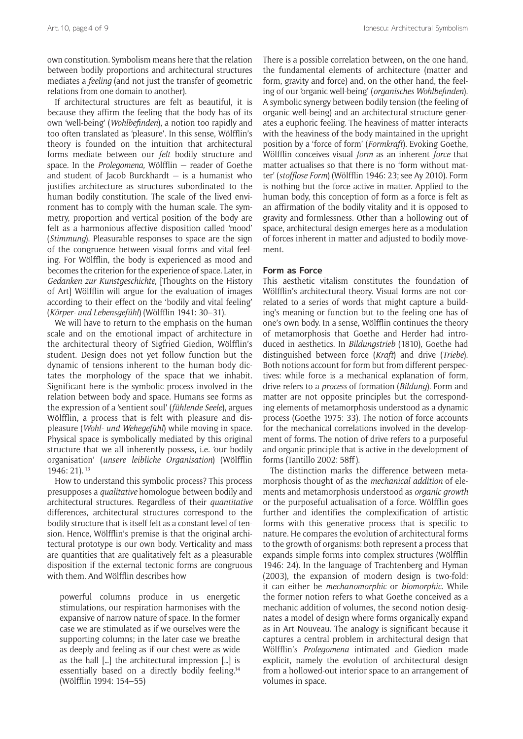own constitution. Symbolism means here that the relation between bodily proportions and architectural structures mediates a *feeling* (and not just the transfer of geometric relations from one domain to another).

If architectural structures are felt as beautiful, it is because they affirm the feeling that the body has of its own 'well-being' (*Wohlbefinden*), a notion too rapidly and too often translated as 'pleasure'. In this sense, Wölfflin's theory is founded on the intuition that architectural forms mediate between our *felt* bodily structure and space. In the *Prolegomena,* Wölfflin — reader of Goethe and student of Jacob Burckhardt — is a humanist who justifies architecture as structures subordinated to the human bodily constitution. The scale of the lived environment has to comply with the human scale. The symmetry, proportion and vertical position of the body are felt as a harmonious affective disposition called 'mood' (*Stimmung*). Pleasurable responses to space are the sign of the congruence between visual forms and vital feeling. For Wölfflin, the body is experienced as mood and becomes the criterion for the experience of space. Later, in *Gedanken zur Kunstgeschichte,* [Thoughts on the History of Art] Wölfflin will argue for the evaluation of images according to their effect on the 'bodily and vital feeling' (*Körper- und Lebensgefühl*) (Wölfflin 1941: 30–31).

We will have to return to the emphasis on the human scale and on the emotional impact of architecture in the architectural theory of Sigfried Giedion, Wölfflin's student. Design does not yet follow function but the dynamic of tensions inherent to the human body dictates the morphology of the space that we inhabit. Significant here is the symbolic process involved in the relation between body and space. Humans see forms as the expression of a 'sentient soul' (*fühlende Seele*), argues Wölfflin, a process that is felt with pleasure and displeasure (*Wohl- und Wehegefühl*) while moving in space. Physical space is symbolically mediated by this original structure that we all inherently possess, i.e. 'our bodily organisation' (*unsere leibliche Organisation*) (Wölfflin 1946: 21). [13]

How to understand this symbolic process? This process presupposes a *qualitative* homologue between bodily and architectural structures. Regardless of their *quantitative* differences, architectural structures correspond to the bodily structure that is itself felt as a constant level of tension. Hence, Wölfflin's premise is that the original architectural prototype is our own body. Verticality and mass are quantities that are qualitatively felt as a pleasurable disposition if the external tectonic forms are congruous with them. And Wölfflin describes how

> powerful columns produce in us energetic stimulations, our respiration harmonises with the expansive of narrow nature of space. In the former case we are stimulated as if we ourselves were the supporting columns; in the later case we breathe as deeply and feeling as if our chest were as wide as the hall […] the architectural impression […] is essentially based on a directly bodily feeling.[14] (Wölfflin 1994: 154–55)

There is a possible correlation between, on the one hand, the fundamental elements of architecture (matter and form, gravity and force) and, on the other hand, the feeling of our 'organic well-being' (*organisches Wohlbefinden*). A symbolic synergy between bodily tension (the feeling of organic well-being) and an architectural structure generates a euphoric feeling. The heaviness of matter interacts with the heaviness of the body maintained in the upright position by a 'force of form' (*Formkraft*). Evoking Goethe, Wölfflin conceives visual *form* as an inherent *force* that matter actualises so that there is no 'form without matter' (*stofflose Form*) (Wölfflin 1946: 23; see Ay 2010). Form is nothing but the force active in matter. Applied to the human body, this conception of form as a force is felt as an affirmation of the bodily vitality and it is opposed to gravity and formlessness. Other than a hollowing out of space, architectural design emerges here as a modulation of forces inherent in matter and adjusted to bodily movement.

### Form as Force

This aesthetic vitalism constitutes the foundation of Wölfflin's architectural theory. Visual forms are not correlated to a series of words that might capture a building's meaning or function but to the feeling one has of one's own body. In a sense, Wölfflin continues the theory of metamorphosis that Goethe and Herder had introduced in aesthetics. In *Bildungstrieb* (1810), Goethe had distinguished between force (*Kraft*) and drive (*Triebe*). Both notions account for form but from different perspectives: while force is a mechanical explanation of form, drive refers to a *process* of formation (*Bildung*). Form and matter are not opposite principles but the corresponding elements of metamorphosis understood as a dynamic process (Goethe 1975: 33). The notion of force accounts for the mechanical correlations involved in the development of forms. The notion of drive refers to a purposeful and organic principle that is active in the development of forms (Tantillo 2002: 58ff).

The distinction marks the difference between metamorphosis thought of as the *mechanical addition* of elements and metamorphosis understood as *organic growth* or the purposeful actualisation of a force. Wölfflin goes further and identifies the complexification of artistic forms with this generative process that is specific to nature. He compares the evolution of architectural forms to the growth of organisms: both represent a process that expands simple forms into complex structures (Wölfflin 1946: 24). In the language of Trachtenberg and Hyman (2003), the expansion of modern design is two-fold: it can either be *mechanomorphic* or *biomorphic*. While the former notion refers to what Goethe conceived as a mechanic addition of volumes, the second notion designates a model of design where forms organically expand as in Art Nouveau. The analogy is significant because it captures a central problem in architectural design that Wölfflin's *Prolegomena* intimated and Giedion made explicit, namely the evolution of architectural design from a hollowed-out interior space to an arrangement of volumes in space.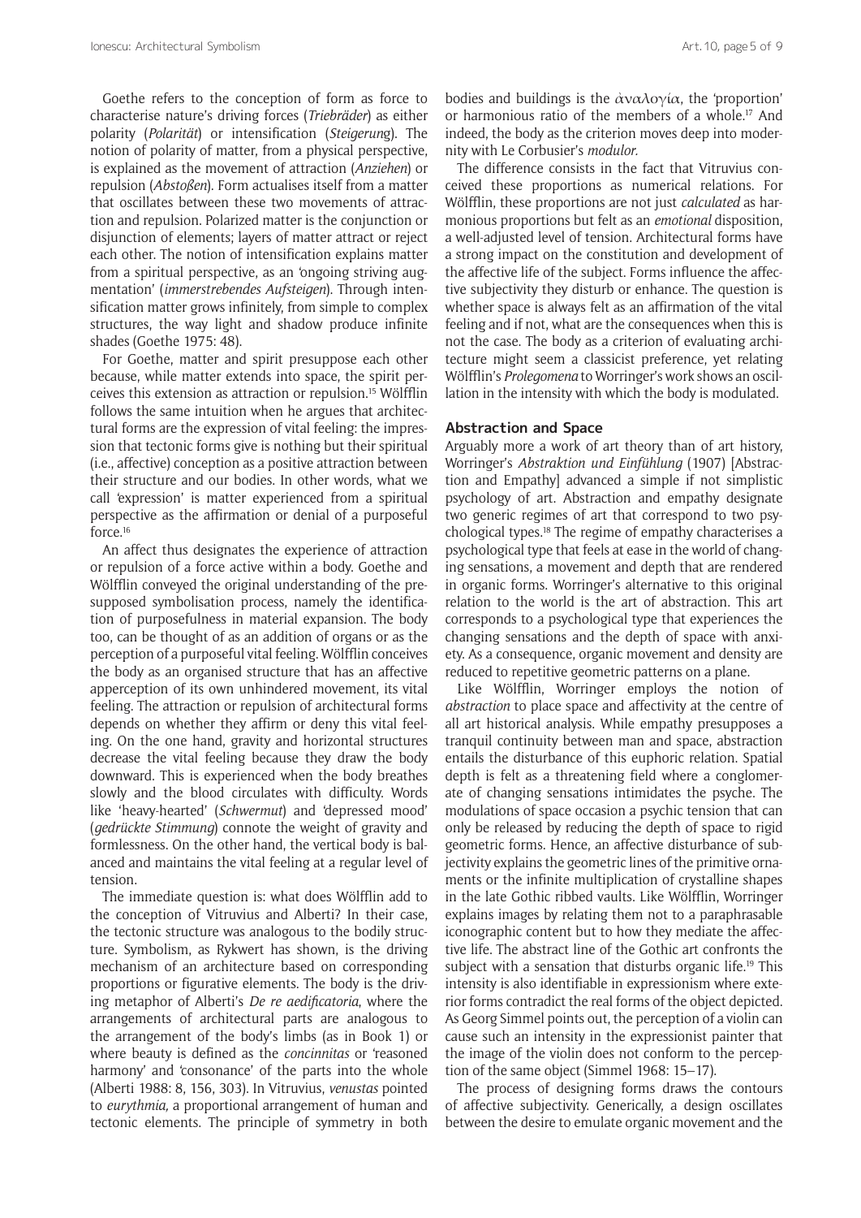Goethe refers to the conception of form as force to characterise nature's driving forces (*Triebräder*) as either polarity (*Polarität*) or intensification (*Steigerung*). The notion of polarity of matter, from a physical perspective, is explained as the movement of attraction (*Anziehen*) or repulsion (*Abstoßen*). Form actualises itself from a matter that oscillates between these two movements of attraction and repulsion. Polarized matter is the conjunction or disjunction of elements; layers of matter attract or reject each other. The notion of intensification explains matter from a spiritual perspective, as an 'ongoing striving augmentation' (*immerstrebendes Aufsteigen*). Through intensification matter grows infinitely, from simple to complex structures, the way light and shadow produce infinite shades (Goethe 1975: 48).

For Goethe, matter and spirit presuppose each other because, while matter extends into space, the spirit perceives this extension as attraction or repulsion.[15] Wölfflin follows the same intuition when he argues that architectural forms are the expression of vital feeling: the impression that tectonic forms give is nothing but their spiritual (i.e., affective) conception as a positive attraction between their structure and our bodies. In other words, what we call 'expression' is matter experienced from a spiritual perspective as the affirmation or denial of a purposeful force.[16]

An affect thus designates the experience of attraction or repulsion of a force active within a body. Goethe and Wölfflin conveyed the original understanding of the presupposed symbolisation process, namely the identification of purposefulness in material expansion. The body too, can be thought of as an addition of organs or as the perception of a purposeful vital feeling. Wölfflin conceives the body as an organised structure that has an affective apperception of its own unhindered movement, its vital feeling. The attraction or repulsion of architectural forms depends on whether they affirm or deny this vital feeling. On the one hand, gravity and horizontal structures decrease the vital feeling because they draw the body downward. This is experienced when the body breathes slowly and the blood circulates with difficulty. Words like 'heavy-hearted' (*Schwermut*) and 'depressed mood' (*gedrückte Stimmung*) connote the weight of gravity and formlessness. On the other hand, the vertical body is balanced and maintains the vital feeling at a regular level of tension.

The immediate question is: what does Wölfflin add to the conception of Vitruvius and Alberti? In their case, the tectonic structure was analogous to the bodily structure. Symbolism, as Rykwert has shown, is the driving mechanism of an architecture based on corresponding proportions or figurative elements. The body is the driving metaphor of Alberti's *De re aedificatoria*, where the arrangements of architectural parts are analogous to the arrangement of the body's limbs (as in Book 1) or where beauty is defined as the *concinnitas* or 'reasoned harmony' and 'consonance' of the parts into the whole (Alberti 1988: 8, 156, 303). In Vitruvius, *venustas* pointed to *eurythmia*, a proportional arrangement of human and tectonic elements. The principle of symmetry in both bodies and buildings is the ἀναλογία, the 'proportion' or harmonious ratio of the members of a whole.[17] And indeed, the body as the criterion moves deep into modernity with Le Corbusier's *modulor*.

The difference consists in the fact that Vitruvius conceived these proportions as numerical relations. For Wölfflin, these proportions are not just *calculated* as harmonious proportions but felt as an *emotional* disposition, a well-adjusted level of tension. Architectural forms have a strong impact on the constitution and development of the affective life of the subject. Forms influence the affective subjectivity they disturb or enhance. The question is whether space is always felt as an affirmation of the vital feeling and if not, what are the consequences when this is not the case. The body as a criterion of evaluating architecture might seem a classicist preference, yet relating Wölfflin's *Prolegomena* to Worringer's work shows an oscillation in the intensity with which the body is modulated.

## Abstraction and Space

Arguably more a work of art theory than of art history, Worringer's *Abstraktion und Einfühlung* (1907) [Abstraction and Empathy] advanced a simple if not simplistic psychology of art. Abstraction and empathy designate two generic regimes of art that correspond to two psychological types.[18] The regime of empathy characterises a psychological type that feels at ease in the world of changing sensations, a movement and depth that are rendered in organic forms. Worringer's alternative to this original relation to the world is the art of abstraction. This art corresponds to a psychological type that experiences the changing sensations and the depth of space with anxiety. As a consequence, organic movement and density are reduced to repetitive geometric patterns on a plane.

Like Wölfflin, Worringer employs the notion of *abstraction* to place space and affectivity at the centre of all art historical analysis. While empathy presupposes a tranquil continuity between man and space, abstraction entails the disturbance of this euphoric relation. Spatial depth is felt as a threatening field where a conglomerate of changing sensations intimidates the psyche. The modulations of space occasion a psychic tension that can only be released by reducing the depth of space to rigid geometric forms. Hence, an affective disturbance of subjectivity explains the geometric lines of the primitive ornaments or the infinite multiplication of crystalline shapes in the late Gothic ribbed vaults. Like Wölfflin, Worringer explains images by relating them not to a paraphrasable iconographic content but to how they mediate the affective life. The abstract line of the Gothic art confronts the subject with a sensation that disturbs organic life.[19] This intensity is also identifiable in expressionism where exterior forms contradict the real forms of the object depicted. As Georg Simmel points out, the perception of a violin can cause such an intensity in the expressionist painter that the image of the violin does not conform to the perception of the same object (Simmel 1968: 15–17).

The process of designing forms draws the contours of affective subjectivity. Generically, a design oscillates between the desire to emulate organic movement and the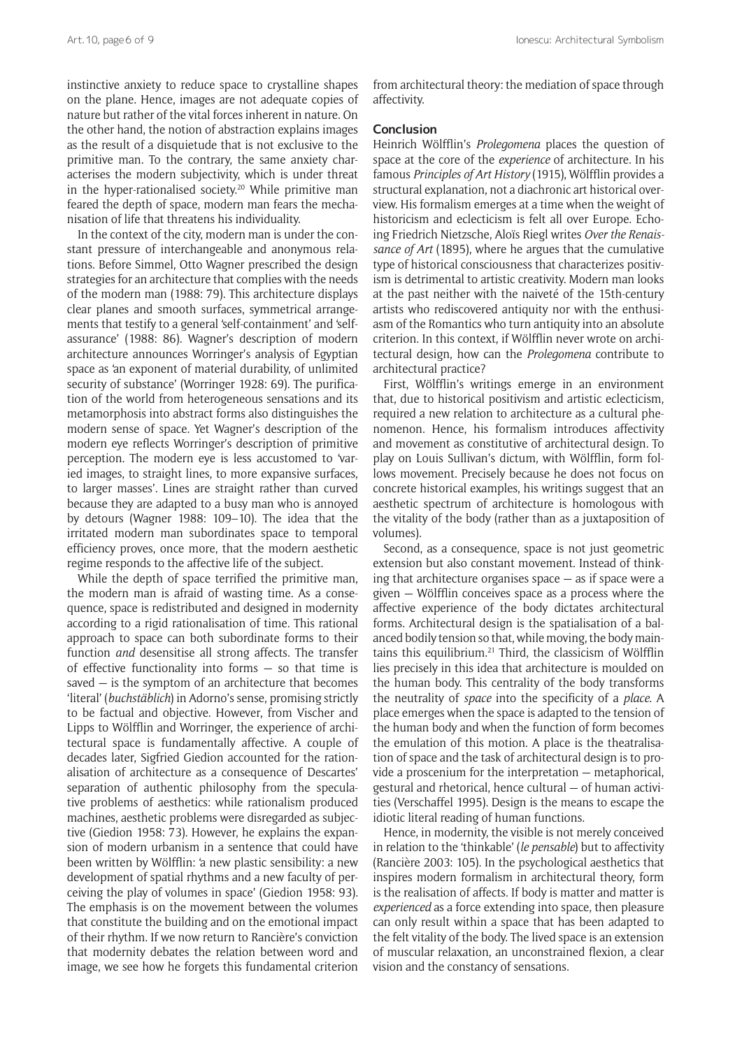instinctive anxiety to reduce space to crystalline shapes on the plane. Hence, images are not adequate copies of nature but rather of the vital forces inherent in nature. On the other hand, the notion of abstraction explains images as the result of a disquietude that is not exclusive to the primitive man. To the contrary, the same anxiety characterises the modern subjectivity, which is under threat in the hyper-rationalised society.[20] While primitive man feared the depth of space, modern man fears the mechanisation of life that threatens his individuality.

In the context of the city, modern man is under the constant pressure of interchangeable and anonymous relations. Before Simmel, Otto Wagner prescribed the design strategies for an architecture that complies with the needs of the modern man (1988: 79). This architecture displays clear planes and smooth surfaces, symmetrical arrangements that testify to a general 'self-containment' and 'self-assurance' (1988: 86). Wagner's description of modern architecture announces Worringer's analysis of Egyptian space as 'an exponent of material durability, of unlimited security of substance' (Worringer 1928: 69). The purification of the world from heterogeneous sensations and its metamorphosis into abstract forms also distinguishes the modern sense of space. Yet Wagner's description of the modern eye reflects Worringer's description of primitive perception. The modern eye is less accustomed to 'varied images, to straight lines, to more expansive surfaces, to larger masses'. Lines are straight rather than curved because they are adapted to a busy man who is annoyed by detours (Wagner 1988: 109–10). The idea that the irritated modern man subordinates space to temporal efficiency proves, once more, that the modern aesthetic regime responds to the affective life of the subject.

While the depth of space terrified the primitive man, the modern man is afraid of wasting time. As a consequence, space is redistributed and designed in modernity according to a rigid rationalisation of time. This rational approach to space can both subordinate forms to their function *and* desensitise all strong affects. The transfer of effective functionality into forms — so that time is saved — is the symptom of an architecture that becomes 'literal' (*buchstäblich*) in Adorno's sense, promising strictly to be factual and objective. However, from Vischer and Lipps to Wölfflin and Worringer, the experience of architectural space is fundamentally affective. A couple of decades later, Sigfried Giedion accounted for the rationalisation of architecture as a consequence of Descartes' separation of authentic philosophy from the speculative problems of aesthetics: while rationalism produced machines, aesthetic problems were disregarded as subjective (Giedion 1958: 73). However, he explains the expansion of modern urbanism in a sentence that could have been written by Wölfflin: 'a new plastic sensibility: a new development of spatial rhythms and a new faculty of perceiving the play of volumes in space' (Giedion 1958: 93). The emphasis is on the movement between the volumes that constitute the building and on the emotional impact of their rhythm. If we now return to Rancière's conviction that modernity debates the relation between word and image, we see how he forgets this fundamental criterion from architectural theory: the mediation of space through affectivity.

## Conclusion

Heinrich Wölfflin's *Prolegomena* places the question of space at the core of the *experience* of architecture. In his famous *Principles of Art History* (1915), Wölfflin provides a structural explanation, not a diachronic art historical overview. His formalism emerges at a time when the weight of historicism and eclecticism is felt all over Europe. Echoing Friedrich Nietzsche, Aloïs Riegl writes *Over the Renaissance of Art* (1895), where he argues that the cumulative type of historical consciousness that characterizes positivism is detrimental to artistic creativity. Modern man looks at the past neither with the naiveté of the 15th-century artists who rediscovered antiquity nor with the enthusiasm of the Romantics who turn antiquity into an absolute criterion. In this context, if Wölfflin never wrote on architectural design, how can the *Prolegomena* contribute to architectural practice?

First, Wölfflin's writings emerge in an environment that, due to historical positivism and artistic eclecticism, required a new relation to architecture as a cultural phenomenon. Hence, his formalism introduces affectivity and movement as constitutive of architectural design. To play on Louis Sullivan's dictum, with Wölfflin, form follows movement. Precisely because he does not focus on concrete historical examples, his writings suggest that an aesthetic spectrum of architecture is homologous with the vitality of the body (rather than as a juxtaposition of volumes).

Second, as a consequence, space is not just geometric extension but also constant movement. Instead of thinking that architecture organises space — as if space were a given — Wölfflin conceives space as a process where the affective experience of the body dictates architectural forms. Architectural design is the spatialisation of a balanced bodily tension so that, while moving, the body maintains this equilibrium.[21] Third, the classicism of Wölfflin lies precisely in this idea that architecture is moulded on the human body. This centrality of the body transforms the neutrality of *space* into the specificity of a *place*. A place emerges when the space is adapted to the tension of the human body and when the function of form becomes the emulation of this motion. A place is the theatralisation of space and the task of architectural design is to provide a proscenium for the interpretation — metaphorical, gestural and rhetorical, hence cultural — of human activities (Verschaffel 1995). Design is the means to escape the idiotic literal reading of human functions.

Hence, in modernity, the visible is not merely conceived in relation to the 'thinkable' (*le pensable*) but to affectivity (Rancière 2003: 105). In the psychological aesthetics that inspires modern formalism in architectural theory, form is the realisation of affects. If body is matter and matter is *experienced* as a force extending into space, then pleasure can only result within a space that has been adapted to the felt vitality of the body. The lived space is an extension of muscular relaxation, an unconstrained flexion, a clear vision and the constancy of sensations.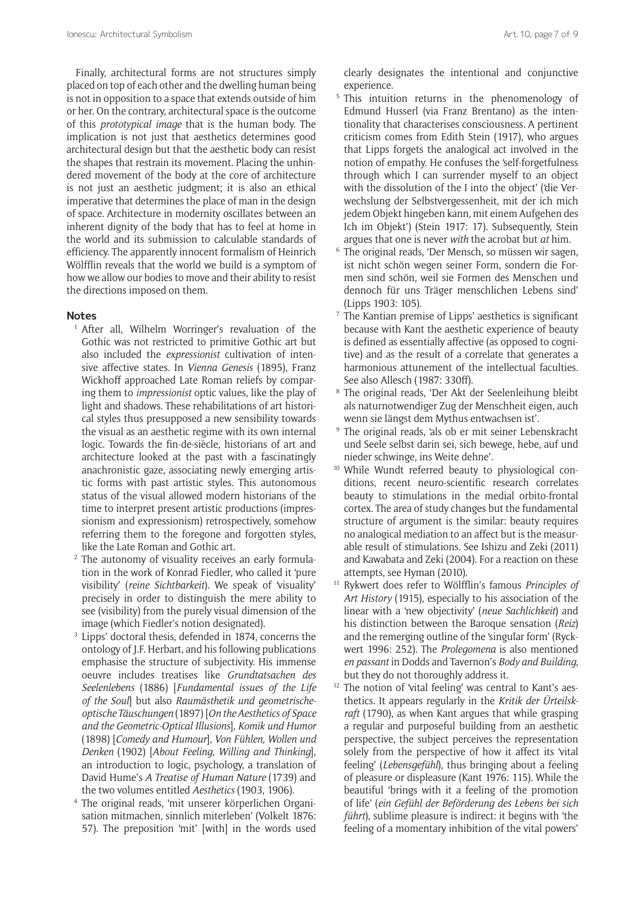Finally, architectural forms are not structures simply placed on top of each other and the dwelling human being is not in opposition to a space that extends outside of him or her. On the contrary, architectural space is the outcome of this *prototypical image* that is the human body. The implication is not just that aesthetics determines good architectural design but that the aesthetic body can resist the shapes that restrain its movement. Placing the unhindered movement of the body at the core of architecture is not just an aesthetic judgment; it is also an ethical imperative that determines the place of man in the design of space. Architecture in modernity oscillates between an inherent dignity of the body that has to feel at home in the world and its submission to calculable standards of efficiency. The apparently innocent formalism of Heinrich Wölfflin reveals that the world we build is a symptom of how we allow our bodies to move and their ability to resist the directions imposed on them.

## Notes

1. After all, Wilhelm Worringer's revaluation of the Gothic was not restricted to primitive Gothic art but also included the *expressionist* cultivation of intensive affective states. In *Vienna Genesis* (1895), Franz Wickhoff approached Late Roman reliefs by comparing them to *impressionist* optic values, like the play of light and shadows. These rehabilitations of art historical styles thus presupposed a new sensibility towards the visual as an aesthetic regime with its own internal logic. Towards the fin-de-siècle, historians of art and architecture looked at the past with a fascinatingly anachronistic gaze, associating newly emerging artistic forms with past artistic styles. This autonomous status of the visual allowed modern historians of the time to interpret present artistic productions (impressionism and expressionism) retrospectively, somehow referring them to the foregone and forgotten styles, like the Late Roman and Gothic art.
2. The autonomy of visuality receives an early formulation in the work of Konrad Fiedler, who called it 'pure visibility' (*reine Sichtbarkeit*). We speak of 'visuality' precisely in order to distinguish the mere ability to see (visibility) from the purely visual dimension of the image (which Fiedler's notion designated).
3. Lipps' doctoral thesis, defended in 1874, concerns the ontology of J.F. Herbart, and his following publications emphasise the structure of subjectivity. His immense oeuvre includes treatises like *Grundtatsachen des Seelenlebens* (1886) [*Fundamental issues of the Life of the Soul*] but also *Raumästhetik und geometrische-optische Täuschungen* (1897) [*On the Aesthetics of Space and the Geometric-Optical Illusions*], *Komik und Humor* (1898) [*Comedy and Humour*], *Von Fühlen, Wollen und Denken* (1902) [*About Feeling, Willing and Thinking*], an introduction to logic, psychology, a translation of David Hume's *A Treatise of Human Nature* (1739) and the two volumes entitled *Aesthetics* (1903, 1906).
4. The original reads, 'mit unserer körperlichen Organisation mitmachen, sinnlich miterleben' (Volkelt 1876: 57). The preposition 'mit' [with] in the words used clearly designates the intentional and conjunctive experience.
5. This intuition returns in the phenomenology of Edmund Husserl (via Franz Brentano) as the intentionality that characterises consciousness. A pertinent criticism comes from Edith Stein (1917), who argues that Lipps forgets the analogical act involved in the notion of empathy. He confuses the 'self-forgetfulness through which I can surrender myself to an object with the dissolution of the I into the object' ('die Verwechslung der Selbstvergessenheit, mit der ich mich jedem Objekt hingeben kann, mit einem Aufgehen des Ich im Objekt') (Stein 1917: 17). Subsequently, Stein argues that one is never *with* the acrobat but *at* him.
6. The original reads, 'Der Mensch, so müssen wir sagen, ist nicht schön wegen seiner Form, sondern die Formen sind schön, weil sie Formen des Menschen und dennoch für uns Träger menschlichen Lebens sind' (Lipps 1903: 105).
7. The Kantian premise of Lipps' aesthetics is significant because with Kant the aesthetic experience of beauty is defined as essentially affective (as opposed to cognitive) and as the result of a correlate that generates a harmonious attunement of the intellectual faculties. See also Allesch (1987: 330ff).
8. The original reads, 'Der Akt der Seelenleihung bleibt als naturnotwendiger Zug der Menschheit eigen, auch wenn sie längst dem Mythus entwachsen ist'.
9. The original reads, 'als ob er mit seiner Lebenskracht und Seele selbst darin sei, sich bewege, hebe, auf und nieder schwinge, ins Weite dehne'.
10. While Wundt referred beauty to physiological conditions, recent neuro-scientific research correlates beauty to stimulations in the medial orbito-frontal cortex. The area of study changes but the fundamental structure of argument is the similar: beauty requires no analogical mediation to an affect but is the measurable result of stimulations. See Ishizu and Zeki (2011) and Kawabata and Zeki (2004). For a reaction on these attempts, see Hyman (2010).
11. Rykwert does refer to Wölfflin's famous *Principles of Art History* (1915), especially to his association of the linear with a 'new objectivity' (*neue Sachlichkeit*) and his distinction between the Baroque sensation (*Reiz*) and the remerging outline of the 'singular form' (Ryckwert 1996: 252). The *Prolegomena* is also mentioned *en passant* in Dodds and Tavernon's *Body and Building*, but they do not thoroughly address it.
12. The notion of 'vital feeling' was central to Kant's aesthetics. It appears regularly in the *Kritik der Ürteilskraft* (1790), as when Kant argues that while grasping a regular and purposeful building from an aesthetic perspective, the subject perceives the representation solely from the perspective of how it affect its 'vital feeling' (*Lebensgefühl*), thus bringing about a feeling of pleasure or displeasure (Kant 1976: 115). While the beautiful 'brings with it a feeling of the promotion of life' (*ein Gefühl der Beförderung des Lebens bei sich führt*), sublime pleasure is indirect: it begins with 'the feeling of a momentary inhibition of the vital powers'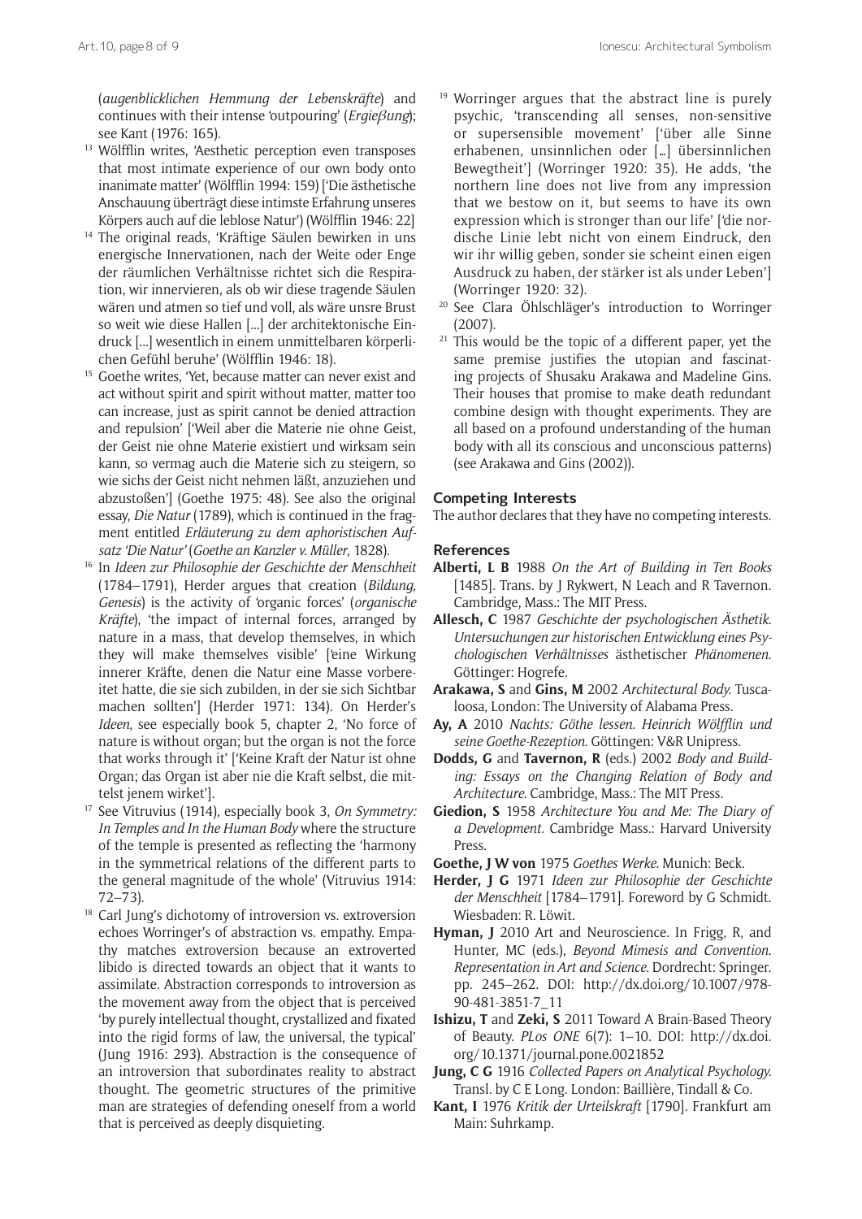(*augenblicklichen Hemmung der Lebenskräfte*) and continues with their intense 'outpouring' (*Ergieβung*); see Kant (1976: 165).

[13] Wölfflin writes, 'Aesthetic perception even transposes that most intimate experience of our own body onto inanimate matter' (Wölfflin 1994: 159) ['Die ästhetische Anschauung überträgt diese intimste Erfahrung unseres Körpers auch auf die leblose Natur') (Wölfflin 1946: 22]

[14] The original reads, 'Kräftige Säulen bewirken in uns energische Innervationen, nach der Weite oder Enge der räumlichen Verhältnisse richtet sich die Respiration, wir innervieren, als ob wir diese tragende Säulen wären und atmen so tief und voll, als wäre unsre Brust so weit wie diese Hallen [...] der architektonische Eindruck [...] wesentlich in einem unmittelbaren körperlichen Gefühl beruhe' (Wölfflin 1946: 18).

[15] Goethe writes, 'Yet, because matter can never exist and act without spirit and spirit without matter, matter too can increase, just as spirit cannot be denied attraction and repulsion' ['Weil aber die Materie nie ohne Geist, der Geist nie ohne Materie existiert und wirksam sein kann, so vermag auch die Materie sich zu steigern, so wie sichs der Geist nicht nehmen läßt, anzuziehen und abzustoßen'] (Goethe 1975: 48). See also the original essay, *Die Natur* (1789), which is continued in the fragment entitled *Erläuterung zu dem aphoristischen Aufsatz 'Die Natur'* (*Goethe an Kanzler v. Müller*, 1828).

[16] In *Ideen zur Philosophie der Geschichte der Menschheit* (1784–1791), Herder argues that creation (*Bildung, Genesis*) is the activity of 'organic forces' (*organische Kräfte*), 'the impact of internal forces, arranged by nature in a mass, that develop themselves, in which they will make themselves visible' ['eine Wirkung innerer Kräfte, denen die Natur eine Masse vorbereitet hatte, die sie sich zubilden, in der sie sich Sichtbar machen sollten'] (Herder 1971: 134). On Herder's *Ideen*, see especially book 5, chapter 2, 'No force of nature is without organ; but the organ is not the force that works through it' ['Keine Kraft der Natur ist ohne Organ; das Organ ist aber nie die Kraft selbst, die mittelst jenem wirket'].

[17] See Vitruvius (1914), especially book 3, *On Symmetry: In Temples and In the Human Body* where the structure of the temple is presented as reflecting the 'harmony in the symmetrical relations of the different parts to the general magnitude of the whole' (Vitruvius 1914: 72–73).

[18] Carl Jung's dichotomy of introversion vs. extroversion echoes Worringer's of abstraction vs. empathy. Empathy matches extroversion because an extroverted libido is directed towards an object that it wants to assimilate. Abstraction corresponds to introversion as the movement away from the object that is perceived 'by purely intellectual thought, crystallized and fixated into the rigid forms of law, the universal, the typical' (Jung 1916: 293). Abstraction is the consequence of an introversion that subordinates reality to abstract thought. The geometric structures of the primitive man are strategies of defending oneself from a world that is perceived as deeply disquieting.

[19] Worringer argues that the abstract line is purely psychic, 'transcending all senses, non-sensitive or supersensible movement' ['über alle Sinne erhabenen, unsinnlichen oder [...] übersinnlichen Bewegtheit'] (Worringer 1920: 35). He adds, 'the northern line does not live from any impression that we bestow on it, but seems to have its own expression which is stronger than our life' ['die nordische Linie lebt nicht von einem Eindruck, den wir ihr willig geben, sonder sie scheint einen eigen Ausdruck zu haben, der stärker ist als under Leben'] (Worringer 1920: 32).

[20] See Clara Öhlschläger's introduction to Worringer (2007).

[21] This would be the topic of a different paper, yet the same premise justifies the utopian and fascinating projects of Shusaku Arakawa and Madeline Gins. Their houses that promise to make death redundant combine design with thought experiments. They are all based on a profound understanding of the human body with all its conscious and unconscious patterns) (see Arakawa and Gins (2002)).

## Competing Interests

The author declares that they have no competing interests.

## References

**Alberti, L B** 1988 *On the Art of Building in Ten Books* [1485]. Trans. by J Rykwert, N Leach and R Tavernon. Cambridge, Mass.: The MIT Press.

**Allesch, C** 1987 *Geschichte der psychologischen Ästhetik. Untersuchungen zur historischen Entwicklung eines Psychologischen Verhältnisses* ästhetischer *Phänomenen.* Göttinger: Hogrefe.

**Arakawa, S** and **Gins, M** 2002 *Architectural Body.* Tuscaloosa, London: The University of Alabama Press.

**Ay, A** 2010 *Nachts: Göthe lessen. Heinrich Wölfflin und seine Goethe-Rezeption.* Göttingen: V&R Unipress.

**Dodds, G** and **Tavernon, R** (eds.) 2002 *Body and Building: Essays on the Changing Relation of Body and Architecture.* Cambridge, Mass.: The MIT Press.

**Giedion, S** 1958 *Architecture You and Me: The Diary of a Development.* Cambridge Mass.: Harvard University Press.

**Goethe, J W von** 1975 *Goethes Werke.* Munich: Beck.

**Herder, J G** 1971 *Ideen zur Philosophie der Geschichte der Menschheit* [1784–1791]. Foreword by G Schmidt. Wiesbaden: R. Löwit.

**Hyman, J** 2010 Art and Neuroscience. In Frigg, R, and Hunter, MC (eds.), *Beyond Mimesis and Convention. Representation in Art and Science.* Dordrecht: Springer. pp. 245–262. DOI: http://dx.doi.org/10.1007/978-90-481-3851-7_11

**Ishizu, T** and **Zeki, S** 2011 Toward A Brain-Based Theory of Beauty. *PLos ONE* 6(7): 1–10. DOI: http://dx.doi.org/10.1371/journal.pone.0021852

**Jung, C G** 1916 *Collected Papers on Analytical Psychology.* Transl. by C E Long. London: Baillière, Tindall & Co.

**Kant, I** 1976 *Kritik der Urteilskraft* [1790]. Frankfurt am Main: Suhrkamp.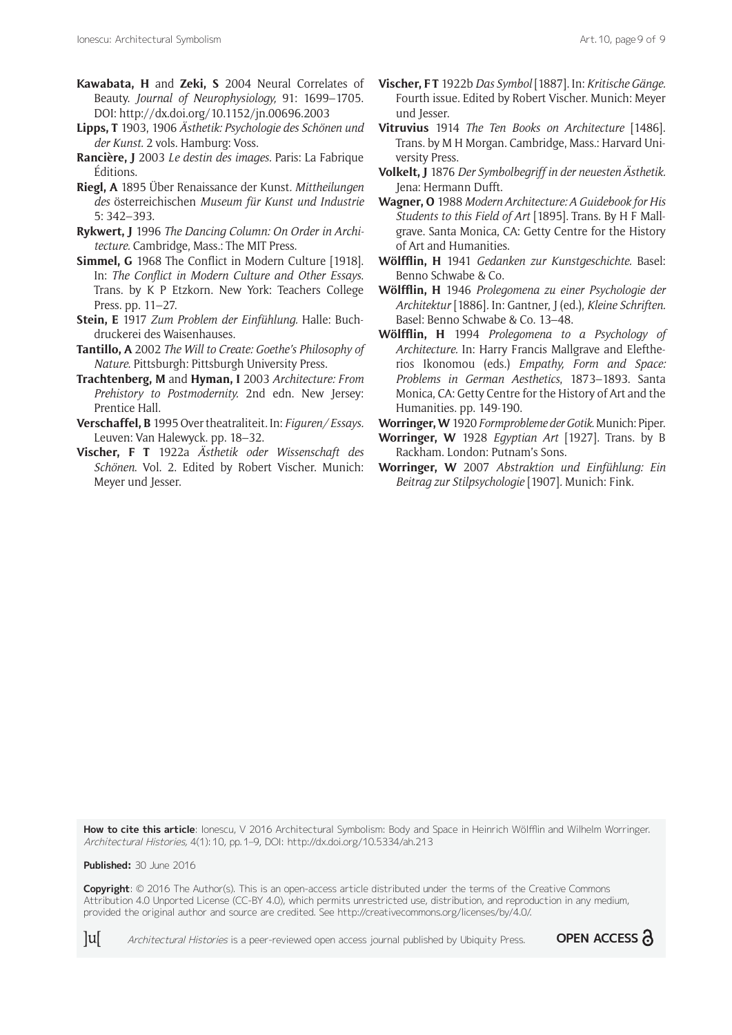**Kawabata, H** and **Zeki, S** 2004 Neural Correlates of Beauty. *Journal of Neurophysiology,* 91: 1699–1705. DOI: http://dx.doi.org/10.1152/jn.00696.2003

**Lipps, T** 1903, 1906 *Ästhetik: Psychologie des Schönen und der Kunst.* 2 vols. Hamburg: Voss.

**Rancière, J** 2003 *Le destin des images.* Paris: La Fabrique Éditions.

**Riegl, A** 1895 Über Renaissance der Kunst. *Mittheilungen des* österreichischen *Museum für Kunst und Industrie* 5: 342–393.

**Rykwert, J** 1996 *The Dancing Column: On Order in Architecture.* Cambridge, Mass.: The MIT Press.

**Simmel, G** 1968 The Conflict in Modern Culture [1918]. In: *The Conflict in Modern Culture and Other Essays.* Trans. by K P Etzkorn. New York: Teachers College Press. pp. 11–27.

**Stein, E** 1917 *Zum Problem der Einfühlung.* Halle: Buchdruckerei des Waisenhauses.

**Tantillo, A** 2002 *The Will to Create: Goethe's Philosophy of Nature.* Pittsburgh: Pittsburgh University Press.

**Trachtenberg, M** and **Hyman, I** 2003 *Architecture: From Prehistory to Postmodernity.* 2nd edn. New Jersey: Prentice Hall.

**Verschaffel, B** 1995 Over theatraliteit. In: *Figuren/ Essays.* Leuven: Van Halewyck. pp. 18–32.

**Vischer, F T** 1922a *Ästhetik oder Wissenschaft des Schönen.* Vol. 2. Edited by Robert Vischer. Munich: Meyer und Jesser.

**Vischer, F T** 1922b *Das Symbol* [1887]. In: *Kritische Gänge.* Fourth issue. Edited by Robert Vischer. Munich: Meyer und Jesser.

**Vitruvius** 1914 *The Ten Books on Architecture* [1486]. Trans. by M H Morgan. Cambridge, Mass.: Harvard University Press.

**Volkelt, J** 1876 *Der Symbolbegriff in der neuesten Ästhetik.* Jena: Hermann Dufft.

**Wagner, O** 1988 *Modern Architecture: A Guidebook for His Students to this Field of Art* [1895]. Trans. By H F Mallgrave. Santa Monica, CA: Getty Centre for the History of Art and Humanities.

**Wölfflin, H** 1941 *Gedanken zur Kunstgeschichte.* Basel: Benno Schwabe & Co.

**Wölfflin, H** 1946 *Prolegomena zu einer Psychologie der Architektur* [1886]. In: Gantner, J (ed.), *Kleine Schriften.* Basel: Benno Schwabe & Co. 13–48.

**Wölfflin, H** 1994 *Prolegomena to a Psychology of Architecture.* In: Harry Francis Mallgrave and Eleftherios Ikonomou (eds.) *Empathy, Form and Space: Problems in German Aesthetics,* 1873–1893. Santa Monica, CA: Getty Centre for the History of Art and the Humanities. pp. 149-190.

**Worringer, W** 1920 *Formprobleme der Gotik.* Munich: Piper.

**Worringer, W** 1928 *Egyptian Art* [1927]. Trans. by B Rackham. London: Putnam's Sons.

**Worringer, W** 2007 *Abstraktion und Einfühlung: Ein Beitrag zur Stilpsychologie* [1907]. Munich: Fink.

**How to cite this article**: Ionescu, V 2016 Architectural Symbolism: Body and Space in Heinrich Wölfflin and Wilhelm Worringer. *Architectural Histories,* 4(1): 10, pp. 1–9, DOI: http://dx.doi.org/10.5334/ah.213

**Published:** 30 June 2016

**Copyright**: © 2016 The Author(s). This is an open-access article distributed under the terms of the Creative Commons Attribution 4.0 Unported License (CC-BY 4.0), which permits unrestricted use, distribution, and reproduction in any medium, provided the original author and source are credited. See http://creativecommons.org/licenses/by/4.0/.

*Architectural Histories* is a peer-reviewed open access journal published by Ubiquity Press.

**OPEN ACCESS**